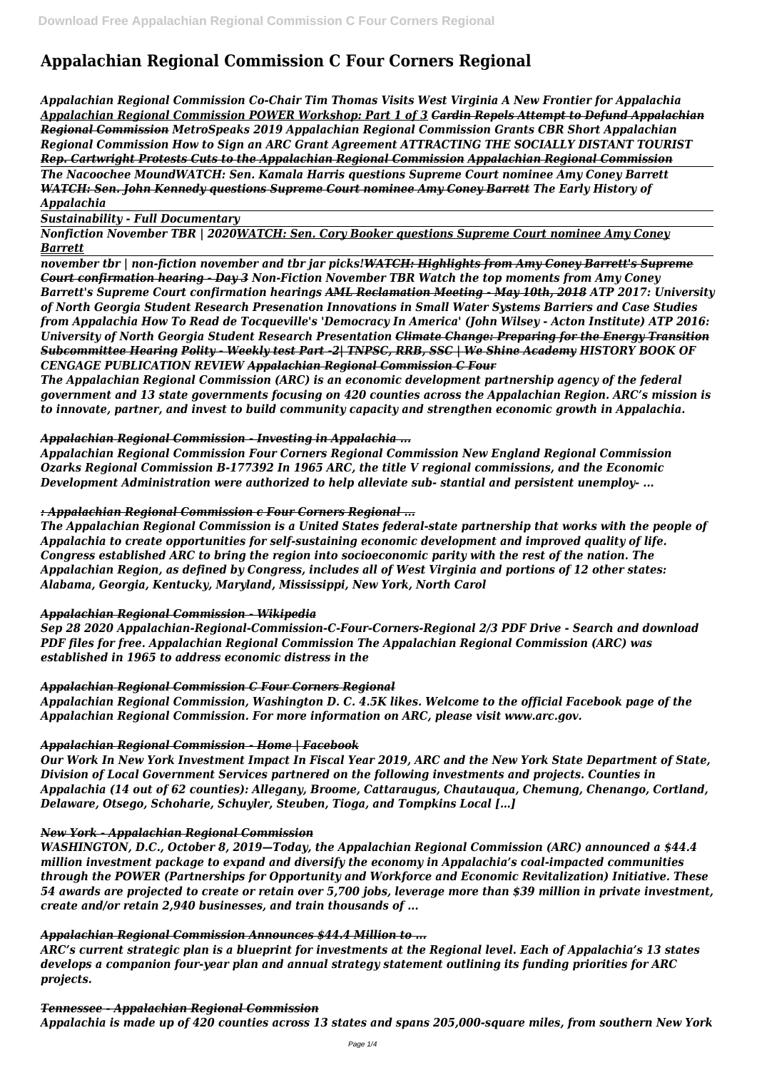# Appalachian Regional Commission C Four Corners Regional

*Appalachian Regional Commission Co-Chair Tim Thomas Visits West Virginia A New Frontier for Appalachia Appalachian Regional Commission POWER Workshop: Part 1 of 3 Cardin Repels Attempt to Defund Appalachian Regional Commission MetroSpeaks 2019 Appalachian Regional Commission Grants CBR Short Appalachian Regional Commission How to Sign an ARC Grant Agreement ATTRACTING THE SOCIALLY DISTANT TOURIST Rep. Cartwright Protests Cuts to the Appalachian Regional Commission Appalachian Regional Commission*

*The Nacoochee MoundWATCH: Sen. Kamala Harris questions Supreme Court nominee Amy Coney Barrett WATCH: Sen. John Kennedy questions Supreme Court nominee Amy Coney Barrett The Early History of Appalachia*

*Sustainability - Full Documentary*

*Nonfiction November TBR | 2020WATCH: Sen. Cory Booker questions Supreme Court nominee Amy Coney Barrett*

*november tbr | non-fiction november and tbr jar picks!WATCH: Highlights from Amy Coney Barrett's Supreme Court confirmation hearing - Day 3 Non-Fiction November TBR Watch the top moments from Amy Coney Barrett's Supreme Court confirmation hearings AML Reclamation Meeting - May 10th, 2018 ATP 2017: University of North Georgia Student Research Presenation Innovations in Small Water Systems Barriers and Case Studies from Appalachia How To Read de Tocqueville's 'Democracy In America' (John Wilsey - Acton Institute) ATP 2016: University of North Georgia Student Research Presentation Climate Change: Preparing for the Energy Transition Subcommittee Hearing Polity - Weekly test Part -2| TNPSC, RRB, SSC | We Shine Academy HISTORY BOOK OF CENGAGE PUBLICATION REVIEW Appalachian Regional Commission C Four*

*The Appalachian Regional Commission (ARC) is an economic development partnership agency of the federal government and 13 state governments focusing on 420 counties across the Appalachian Region. ARC's mission is to innovate, partner, and invest to build community capacity and strengthen economic growth in Appalachia.*

### *Appalachian Regional Commission - Investing in Appalachia ...*

*Appalachian Regional Commission Four Corners Regional Commission New England Regional Commission Ozarks Regional Commission B-177392 In 1965 ARC, the title V regional commissions, and the Economic Development Administration were authorized to help alleviate sub- stantial and persistent unemploy- ...*

### *: Appalachian Regional Commission c Four Corners Regional ...*

*The Appalachian Regional Commission is a United States federal-state partnership that works with the people of Appalachia to create opportunities for self-sustaining economic development and improved quality of life. Congress established ARC to bring the region into socioeconomic parity with the rest of the nation. The Appalachian Region, as defined by Congress, includes all of West Virginia and portions of 12 other states: Alabama, Georgia, Kentucky, Maryland, Mississippi, New York, North Carol*

### *Appalachian Regional Commission - Wikipedia*

*Sep 28 2020 Appalachian-Regional-Commission-C-Four-Corners-Regional 2/3 PDF Drive - Search and download PDF files for free. Appalachian Regional Commission The Appalachian Regional Commission (ARC) was established in 1965 to address economic distress in the*

### *Appalachian Regional Commission C Four Corners Regional*

*Appalachian Regional Commission, Washington D. C. 4.5K likes. Welcome to the official Facebook page of the Appalachian Regional Commission. For more information on ARC, please visit www.arc.gov.*

### *Appalachian Regional Commission - Home | Facebook*

*Our Work In New York Investment Impact In Fiscal Year 2019, ARC and the New York State Department of State, Division of Local Government Services partnered on the following investments and projects. Counties in Appalachia (14 out of 62 counties): Allegany, Broome, Cattaraugus, Chautauqua, Chemung, Chenango, Cortland, Delaware, Otsego, Schoharie, Schuyler, Steuben, Tioga, and Tompkins Local […]*

### *New York - Appalachian Regional Commission*

*WASHINGTON, D.C., October 8, 2019—Today, the Appalachian Regional Commission (ARC) announced a $44.4 million investment package to expand and diversify the economy in Appalachia's coal-impacted communities through the POWER (Partnerships for Opportunity and Workforce and Economic Revitalization) Initiative. These 54 awards are projected to create or retain over 5,700 jobs, leverage more than $39 million in private investment, create and/or retain 2,940 businesses, and train thousands of ...*

### *Appalachian Regional Commission Announces $44.4 Million to ...*

*ARC's current strategic plan is a blueprint for investments at the Regional level. Each of Appalachia's 13 states develops a companion four-year plan and annual strategy statement outlining its funding priorities for ARC projects.*

### *Tennessee - Appalachian Regional Commission*

*Appalachia is made up of 420 counties across 13 states and spans 205,000-square miles, from southern New York*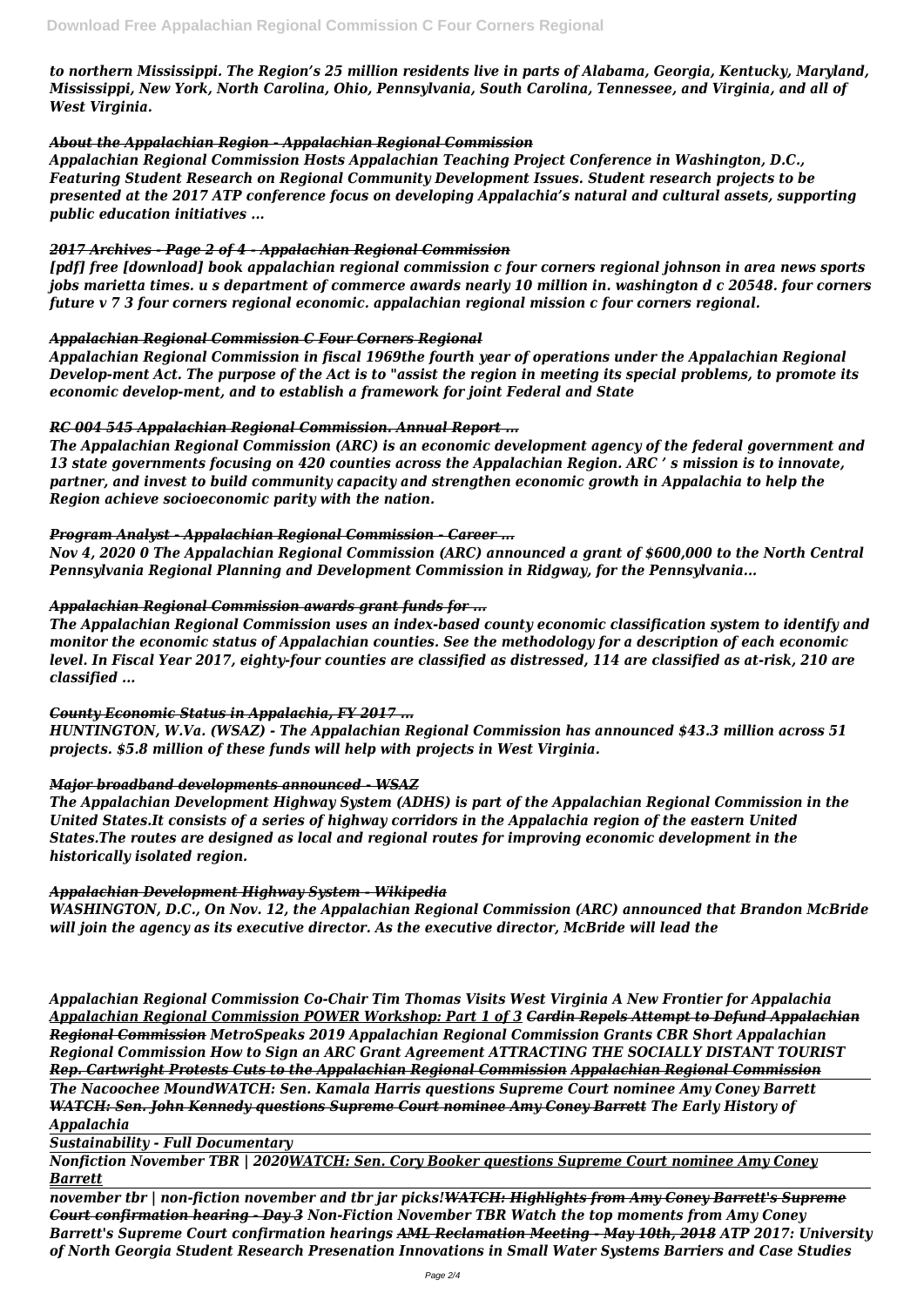*to northern Mississippi. The Region's 25 million residents live in parts of Alabama, Georgia, Kentucky, Maryland, Mississippi, New York, North Carolina, Ohio, Pennsylvania, South Carolina, Tennessee, and Virginia, and all of West Virginia.*

### *About the Appalachian Region - Appalachian Regional Commission*

*Appalachian Regional Commission Hosts Appalachian Teaching Project Conference in Washington, D.C., Featuring Student Research on Regional Community Development Issues. Student research projects to be presented at the 2017 ATP conference focus on developing Appalachia's natural and cultural assets, supporting public education initiatives ...*

### *2017 Archives - Page 2 of 4 - Appalachian Regional Commission*

*[pdf] free [download] book appalachian regional commission c four corners regional johnson in area news sports jobs marietta times. u s department of commerce awards nearly 10 million in. washington d c 20548. four corners future v 7 3 four corners regional economic. appalachian regional mission c four corners regional.*

### *Appalachian Regional Commission C Four Corners Regional*

*Appalachian Regional Commission in fiscal 1969the fourth year of operations under the Appalachian Regional Develop-ment Act. The purpose of the Act is to "assist the region in meeting its special problems, to promote its economic develop-ment, and to establish a framework for joint Federal and State*

### *RC 004 545 Appalachian Regional Commission. Annual Report ...*

*The Appalachian Regional Commission (ARC) is an economic development agency of the federal government and 13 state governments focusing on 420 counties across the Appalachian Region. ARC ' s mission is to innovate, partner, and invest to build community capacity and strengthen economic growth in Appalachia to help the Region achieve socioeconomic parity with the nation.*

### *Program Analyst - Appalachian Regional Commission - Career ...*

*Nov 4, 2020 0 The Appalachian Regional Commission (ARC) announced a grant of $600,000 to the North Central Pennsylvania Regional Planning and Development Commission in Ridgway, for the Pennsylvania...*

### *Appalachian Regional Commission awards grant funds for ...*

*The Appalachian Regional Commission uses an index-based county economic classification system to identify and monitor the economic status of Appalachian counties. See the methodology for a description of each economic level. In Fiscal Year 2017, eighty-four counties are classified as distressed, 114 are classified as at-risk, 210 are classified ...*

### *County Economic Status in Appalachia, FY 2017 ...*

*HUNTINGTON, W.Va. (WSAZ) - The Appalachian Regional Commission has announced $43.3 million across 51 projects. $5.8 million of these funds will help with projects in West Virginia.*

### *Major broadband developments announced - WSAZ*

*The Appalachian Development Highway System (ADHS) is part of the Appalachian Regional Commission in the United States.It consists of a series of highway corridors in the Appalachia region of the eastern United States.The routes are designed as local and regional routes for improving economic development in the historically isolated region.*

### *Appalachian Development Highway System - Wikipedia*

*WASHINGTON, D.C., On Nov. 12, the Appalachian Regional Commission (ARC) announced that Brandon McBride will join the agency as its executive director. As the executive director, McBride will lead the*

*Appalachian Regional Commission Co-Chair Tim Thomas Visits West Virginia A New Frontier for Appalachia Appalachian Regional Commission POWER Workshop: Part 1 of 3 Cardin Repels Attempt to Defund Appalachian Regional Commission MetroSpeaks 2019 Appalachian Regional Commission Grants CBR Short Appalachian Regional Commission How to Sign an ARC Grant Agreement ATTRACTING THE SOCIALLY DISTANT TOURIST Rep. Cartwright Protests Cuts to the Appalachian Regional Commission Appalachian Regional Commission*

*The Nacoochee MoundWATCH: Sen. Kamala Harris questions Supreme Court nominee Amy Coney Barrett WATCH: Sen. John Kennedy questions Supreme Court nominee Amy Coney Barrett The Early History of Appalachia*

*Sustainability - Full Documentary*

*Nonfiction November TBR | 2020WATCH: Sen. Cory Booker questions Supreme Court nominee Amy Coney Barrett*

*november tbr | non-fiction november and tbr jar picks!WATCH: Highlights from Amy Coney Barrett's Supreme Court confirmation hearing - Day 3 Non-Fiction November TBR Watch the top moments from Amy Coney Barrett's Supreme Court confirmation hearings AML Reclamation Meeting - May 10th, 2018 ATP 2017: University of North Georgia Student Research Presenation Innovations in Small Water Systems Barriers and Case Studies*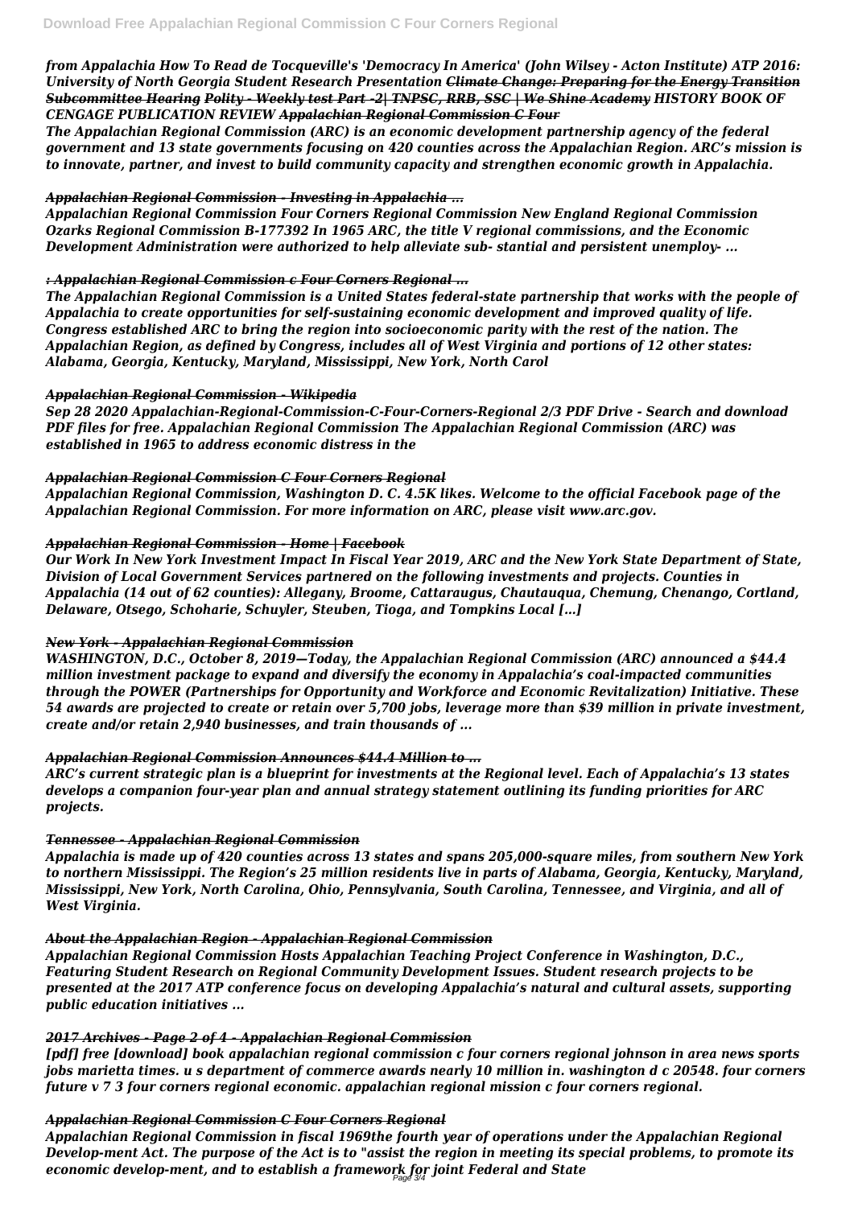*from Appalachia How To Read de Tocqueville's 'Democracy In America' (John Wilsey - Acton Institute) ATP 2016: University of North Georgia Student Research Presentation ~~Climate Change: Preparing for the Energy Transition Subcommittee Hearing Polity - Weekly test Part -2| TNPSC, RRB, SSC | We Shine Academy~~ HISTORY BOOK OF CENGAGE PUBLICATION REVIEW ~~Appalachian Regional Commission C Four~~*

*The Appalachian Regional Commission (ARC) is an economic development partnership agency of the federal government and 13 state governments focusing on 420 counties across the Appalachian Region. ARC's mission is to innovate, partner, and invest to build community capacity and strengthen economic growth in Appalachia.*

### *Appalachian Regional Commission - Investing in Appalachia ...*

*Appalachian Regional Commission Four Corners Regional Commission New England Regional Commission Ozarks Regional Commission B-177392 In 1965 ARC, the title V regional commissions, and the Economic Development Administration were authorized to help alleviate sub- stantial and persistent unemploy- ...*

### *: Appalachian Regional Commission c Four Corners Regional ...*

*The Appalachian Regional Commission is a United States federal-state partnership that works with the people of Appalachia to create opportunities for self-sustaining economic development and improved quality of life. Congress established ARC to bring the region into socioeconomic parity with the rest of the nation. The Appalachian Region, as defined by Congress, includes all of West Virginia and portions of 12 other states: Alabama, Georgia, Kentucky, Maryland, Mississippi, New York, North Carol*

### *Appalachian Regional Commission - Wikipedia*

*Sep 28 2020 Appalachian-Regional-Commission-C-Four-Corners-Regional 2/3 PDF Drive - Search and download PDF files for free. Appalachian Regional Commission The Appalachian Regional Commission (ARC) was established in 1965 to address economic distress in the*

### *Appalachian Regional Commission C Four Corners Regional*

*Appalachian Regional Commission, Washington D. C. 4.5K likes. Welcome to the official Facebook page of the Appalachian Regional Commission. For more information on ARC, please visit www.arc.gov.*

### *Appalachian Regional Commission - Home | Facebook*

*Our Work In New York Investment Impact In Fiscal Year 2019, ARC and the New York State Department of State, Division of Local Government Services partnered on the following investments and projects. Counties in Appalachia (14 out of 62 counties): Allegany, Broome, Cattaraugus, Chautauqua, Chemung, Chenango, Cortland, Delaware, Otsego, Schoharie, Schuyler, Steuben, Tioga, and Tompkins Local […]*

### *New York - Appalachian Regional Commission*

*WASHINGTON, D.C., October 8, 2019—Today, the Appalachian Regional Commission (ARC) announced a $44.4 million investment package to expand and diversify the economy in Appalachia's coal-impacted communities through the POWER (Partnerships for Opportunity and Workforce and Economic Revitalization) Initiative. These 54 awards are projected to create or retain over 5,700 jobs, leverage more than $39 million in private investment, create and/or retain 2,940 businesses, and train thousands of ...*

### *Appalachian Regional Commission Announces $44.4 Million to ...*

*ARC's current strategic plan is a blueprint for investments at the Regional level. Each of Appalachia's 13 states develops a companion four-year plan and annual strategy statement outlining its funding priorities for ARC projects.*

### *Tennessee - Appalachian Regional Commission*

*Appalachia is made up of 420 counties across 13 states and spans 205,000-square miles, from southern New York to northern Mississippi. The Region's 25 million residents live in parts of Alabama, Georgia, Kentucky, Maryland, Mississippi, New York, North Carolina, Ohio, Pennsylvania, South Carolina, Tennessee, and Virginia, and all of West Virginia.*

### *About the Appalachian Region - Appalachian Regional Commission*

*Appalachian Regional Commission Hosts Appalachian Teaching Project Conference in Washington, D.C., Featuring Student Research on Regional Community Development Issues. Student research projects to be presented at the 2017 ATP conference focus on developing Appalachia's natural and cultural assets, supporting public education initiatives ...*

### *2017 Archives - Page 2 of 4 - Appalachian Regional Commission*

*[pdf] free [download] book appalachian regional commission c four corners regional johnson in area news sports jobs marietta times. u s department of commerce awards nearly 10 million in. washington d c 20548. four corners future v 7 3 four corners regional economic. appalachian regional mission c four corners regional.*

### *Appalachian Regional Commission C Four Corners Regional*

*Appalachian Regional Commission in fiscal 1969the fourth year of operations under the Appalachian Regional Develop-ment Act. The purpose of the Act is to "assist the region in meeting its special problems, to promote its economic develop-ment, and to establish a framework for joint Federal and State*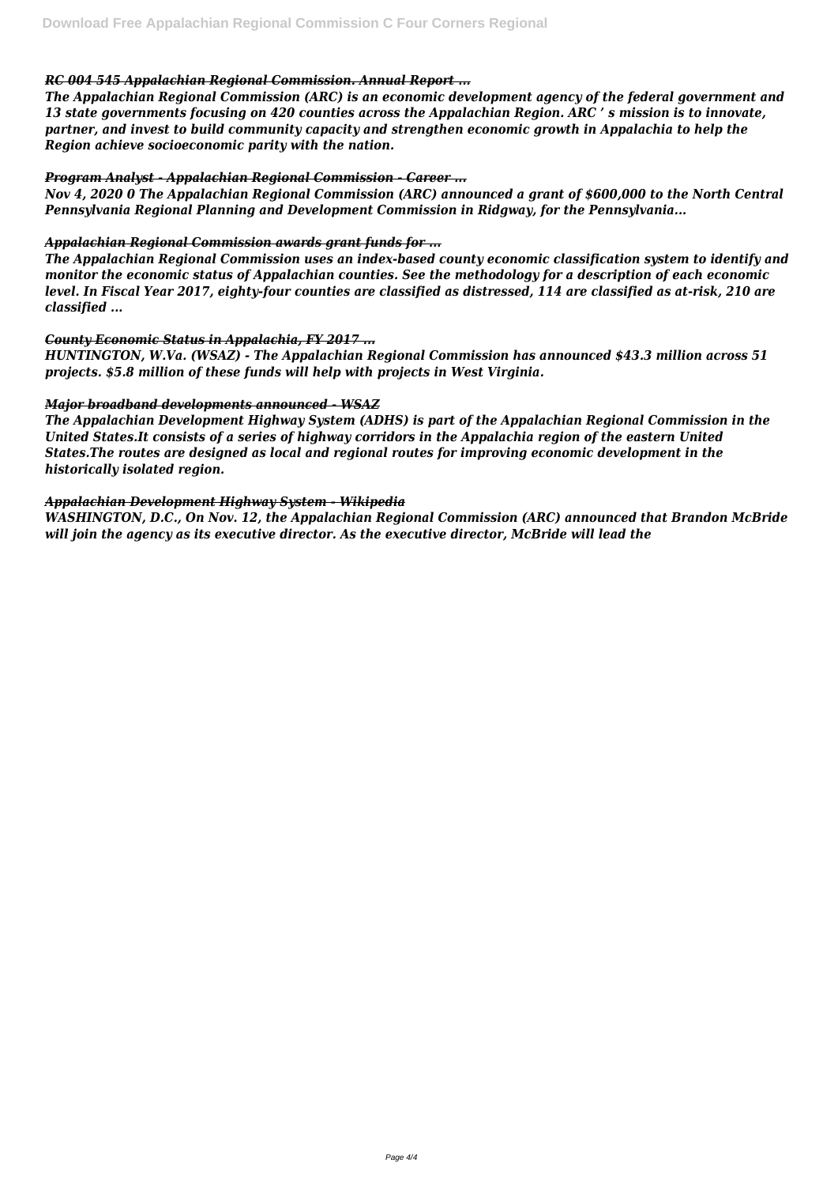*RC 004 545 Appalachian Regional Commission. Annual Report ...*

***The Appalachian Regional Commission (ARC) is an economic development agency of the federal government and 13 state governments focusing on 420 counties across the Appalachian Region. ARC ' s mission is to innovate, partner, and invest to build community capacity and strengthen economic growth in Appalachia to help the Region achieve socioeconomic parity with the nation.***

*Program Analyst - Appalachian Regional Commission - Career ...*

***Nov 4, 2020 0 The Appalachian Regional Commission (ARC) announced a grant of $600,000 to the North Central Pennsylvania Regional Planning and Development Commission in Ridgway, for the Pennsylvania...***

*Appalachian Regional Commission awards grant funds for ...*

***The Appalachian Regional Commission uses an index-based county economic classification system to identify and monitor the economic status of Appalachian counties. See the methodology for a description of each economic level. In Fiscal Year 2017, eighty-four counties are classified as distressed, 114 are classified as at-risk, 210 are classified ...***

*County Economic Status in Appalachia, FY 2017 ...*

***HUNTINGTON, W.Va. (WSAZ) - The Appalachian Regional Commission has announced $43.3 million across 51 projects. $5.8 million of these funds will help with projects in West Virginia.***

*Major broadband developments announced - WSAZ*

***The Appalachian Development Highway System (ADHS) is part of the Appalachian Regional Commission in the United States.It consists of a series of highway corridors in the Appalachia region of the eastern United States.The routes are designed as local and regional routes for improving economic development in the historically isolated region.***

*Appalachian Development Highway System - Wikipedia*

***WASHINGTON, D.C., On Nov. 12, the Appalachian Regional Commission (ARC) announced that Brandon McBride will join the agency as its executive director. As the executive director, McBride will lead the***